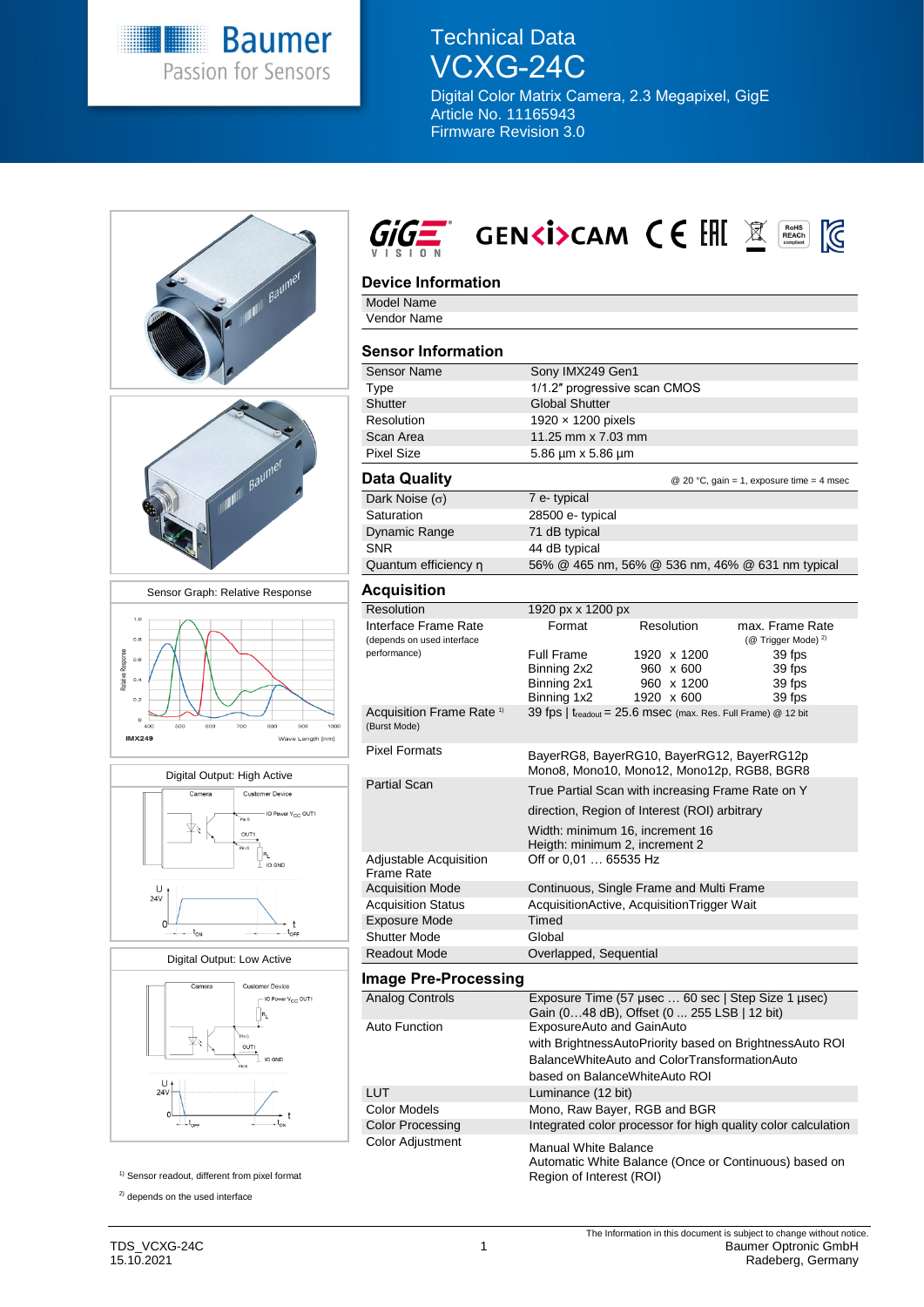# Technical Data VCXG-24C

Digital Color Matrix Camera, 2.3 Megapixel, GigE
Article No. 11165943
Firmware Revision 3.0

## Device Information

| | |
|---|---|
| Model Name | |
| Vendor Name | |

## Sensor Information

| | |
|---|---|
| Sensor Name | Sony IMX249 Gen1 |
| Type | 1/1.2" progressive scan CMOS |
| Shutter | Global Shutter |
| Resolution | 1920 × 1200 pixels |
| Scan Area | 11.25 mm x 7.03 mm |
| Pixel Size | 5.86 µm x 5.86 µm |

## Data Quality

@ 20 °C, gain = 1, exposure time = 4 msec

| | |
|---|---|
| Dark Noise (σ) | 7 e- typical |
| Saturation | 28500 e- typical |
| Dynamic Range | 71 dB typical |
| SNR | 44 dB typical |
| Quantum efficiency η | 56% @ 465 nm, 56% @ 536 nm, 46% @ 631 nm typical |

## Acquisition

| | | | |
|---|---|---|---|
| Resolution | 1920 px x 1200 px | | |
| Interface Frame Rate (depends on used interface performance) | Format | Resolution | max. Frame Rate (@ Trigger Mode) [2] |
| | Full Frame | 1920 x 1200 | 39 fps |
| | Binning 2x2 | 960 x 600 | 39 fps |
| | Binning 2x1 | 960 x 1200 | 39 fps |
| | Binning 1x2 | 1920 x 600 | 39 fps |
| Acquisition Frame Rate [1] (Burst Mode) | 39 fps \| $t_{readout}$ = 25.6 msec (max. Res. Full Frame) @ 12 bit | | |
| Pixel Formats | BayerRG8, BayerRG10, BayerRG12, BayerRG12p Mono8, Mono10, Mono12, Mono12p, RGB8, BGR8 | | |
| Partial Scan | True Partial Scan with increasing Frame Rate on Y direction, Region of Interest (ROI) arbitrary Width: minimum 16, increment 16 Heigth: minimum 2, increment 2 | | |
| Adjustable Acquisition Frame Rate | Off or 0,01 … 65535 Hz | | |
| Acquisition Mode | Continuous, Single Frame and Multi Frame | | |
| Acquisition Status | AcquisitionActive, AcquisitionTrigger Wait | | |
| Exposure Mode | Timed | | |
| Shutter Mode | Global | | |
| Readout Mode | Overlapped, Sequential | | |

## Image Pre-Processing

| | |
|---|---|
| Analog Controls | Exposure Time (57 µsec … 60 sec \| Step Size 1 µsec) Gain (0…48 dB), Offset (0 ... 255 LSB \| 12 bit) |
| Auto Function | ExposureAuto and GainAuto with BrightnessAutoPriority based on BrightnessAuto ROI BalanceWhiteAuto and ColorTransformationAuto based on BalanceWhiteAuto ROI |
| LUT | Luminance (12 bit) |
| Color Models | Mono, Raw Bayer, RGB and BGR |
| Color Processing | Integrated color processor for high quality color calculation |
| Color Adjustment | Manual White Balance Automatic White Balance (Once or Continuous) based on Region of Interest (ROI) |

Sensor Graph: Relative Response

Digital Output: High Active

Digital Output: Low Active

[1] Sensor readout, different from pixel format

[2] depends on the used interface

TDS_VCXG-24C
15.10.2021

The Information in this document is subject to change without notice.
Baumer Optronic GmbH
Radeberg, Germany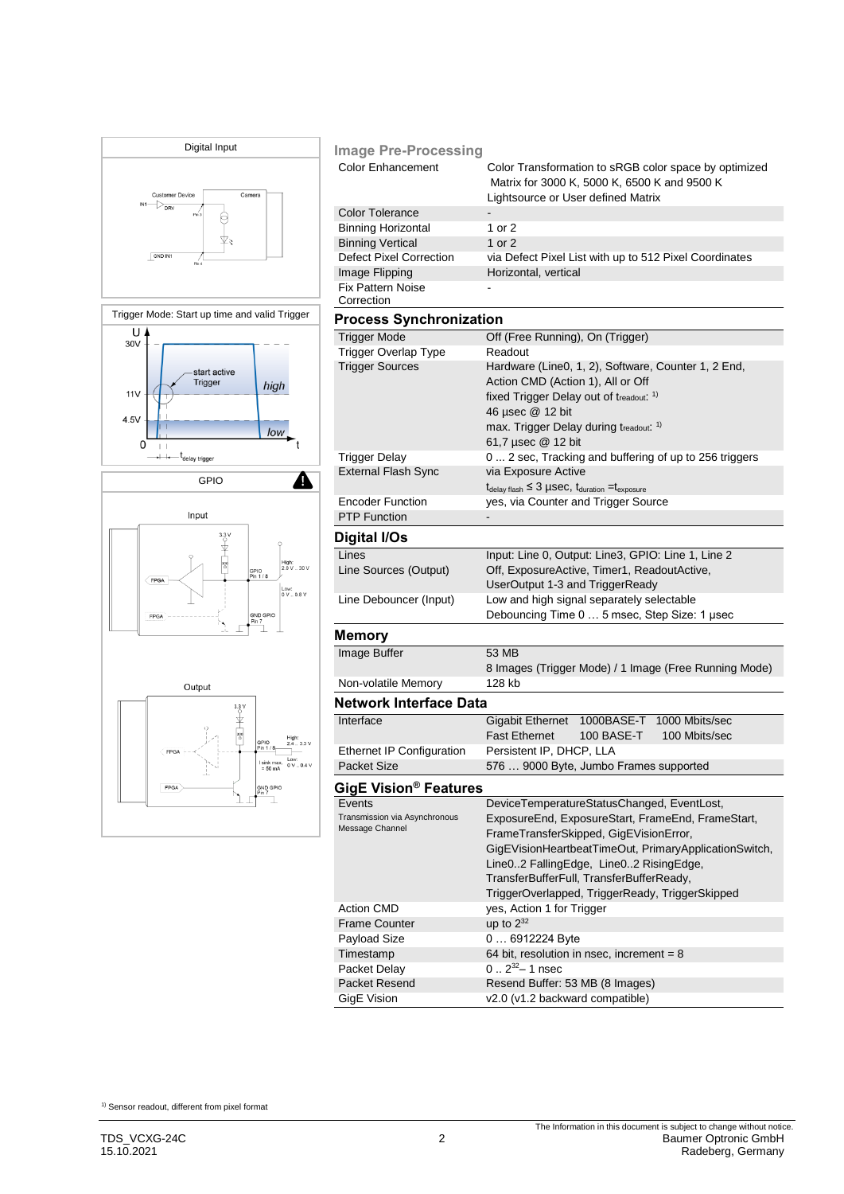Digital Input

Trigger Mode: Start up time and valid Trigger

GPIO

## Image Pre-Processing

| | |
|---|---|
| Color Enhancement | Color Transformation to sRGB color space by optimized Matrix for 3000 K, 5000 K, 6500 K and 9500 K Lightsource or User defined Matrix |
| Color Tolerance | - |
| Binning Horizontal | 1 or 2 |
| Binning Vertical | 1 or 2 |
| Defect Pixel Correction | via Defect Pixel List with up to 512 Pixel Coordinates |
| Image Flipping | Horizontal, vertical |
| Fix Pattern Noise Correction | - |

## Process Synchronization

| | |
|---|---|
| Trigger Mode | Off (Free Running), On (Trigger) |
| Trigger Overlap Type | Readout |
| Trigger Sources | Hardware (Line0, 1, 2), Software, Counter 1, 2 End, Action CMD (Action 1), All or Off<br>fixed Trigger Delay out of $t_{readout}$: [1)]<br>46 µsec @ 12 bit<br>max. Trigger Delay during $t_{readout}$: [1)]<br>61,7 µsec @ 12 bit |
| Trigger Delay | 0 ... 2 sec, Tracking and buffering of up to 256 triggers |
| External Flash Sync | via Exposure Active<br>$t_{delay\ flash} \leq 3$ µsec, $t_{duration} = t_{exposure}$ |
| Encoder Function | yes, via Counter and Trigger Source |
| PTP Function | - |

## Digital I/Os

| | |
|---|---|
| Lines | Input: Line 0, Output: Line3, GPIO: Line 1, Line 2 |
| Line Sources (Output) | Off, ExposureActive, Timer1, ReadoutActive, UserOutput 1-3 and TriggerReady |
| Line Debouncer (Input) | Low and high signal separately selectable<br>Debouncing Time 0 … 5 msec, Step Size: 1 µsec |

## Memory

| | |
|---|---|
| Image Buffer | 53 MB<br>8 Images (Trigger Mode) / 1 Image (Free Running Mode) |
| Non-volatile Memory | 128 kb |

## Network Interface Data

| | |
|---|---|
| Interface | Gigabit Ethernet 1000BASE-T 1000 Mbits/sec<br>Fast Ethernet 100 BASE-T 100 Mbits/sec |
| Ethernet IP Configuration | Persistent IP, DHCP, LLA |
| Packet Size | 576 … 9000 Byte, Jumbo Frames supported |

## GigE Vision® Features

| | |
|---|---|
| Events<br>Transmission via Asynchronous Message Channel | DeviceTemperatureStatusChanged, EventLost, ExposureEnd, ExposureStart, FrameEnd, FrameStart, FrameTransferSkipped, GigEVisionError, GigEVisionHeartbeatTimeOut, PrimaryApplicationSwitch, Line0..2 FallingEdge, Line0..2 RisingEdge, TransferBufferFull, TransferBufferReady, TriggerOverlapped, TriggerReady, TriggerSkipped |
| Action CMD | yes, Action 1 for Trigger |
| Frame Counter | up to $2^{32}$ |
| Payload Size | 0 … 6912224 Byte |
| Timestamp | 64 bit, resolution in nsec, increment = 8 |
| Packet Delay | 0 .. $2^{32}$– 1 nsec |
| Packet Resend | Resend Buffer: 53 MB (8 Images) |
| GigE Vision | v2.0 (v1.2 backward compatible) |

[1)] Sensor readout, different from pixel format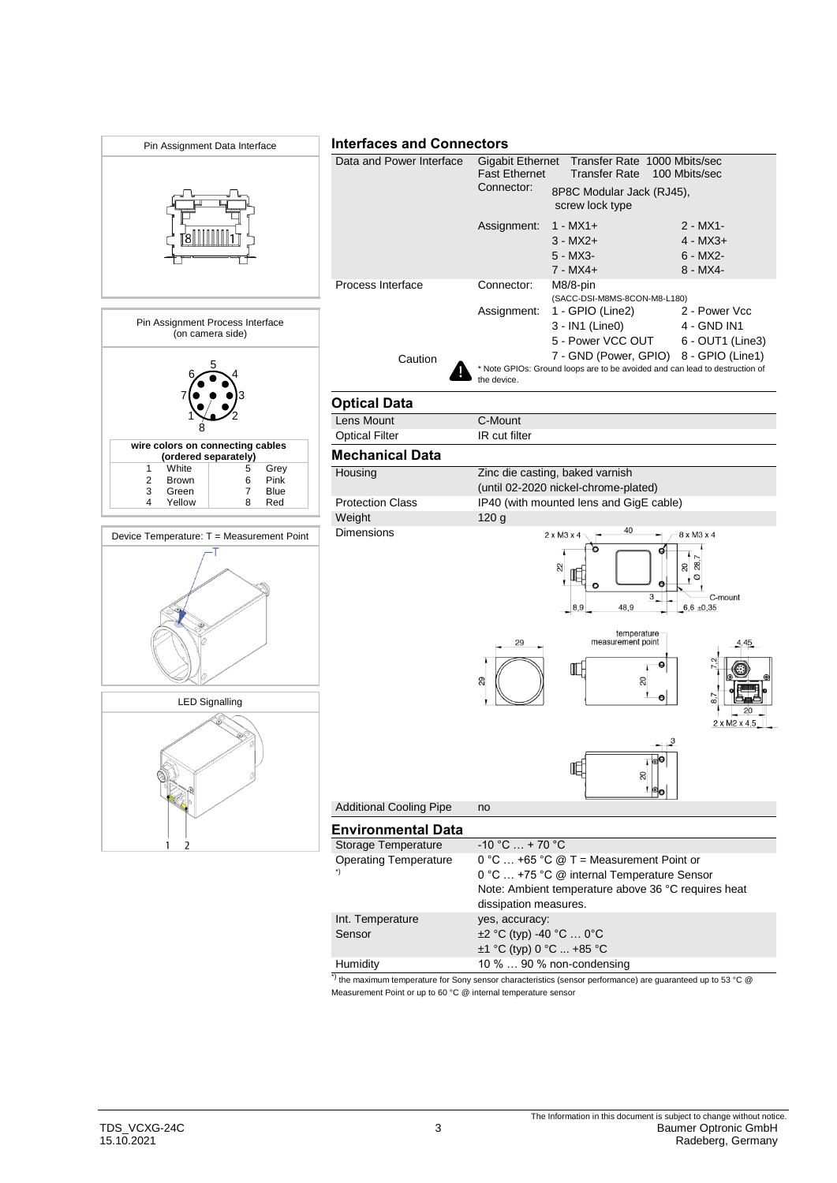Pin Assignment Data Interface

Pin Assignment Process Interface (on camera side)

| wire colors on connecting cables (ordered separately) | | | |
|---|---|---|---|
| 1 | White | 5 | Grey |
| 2 | Brown | 6 | Pink |
| 3 | Green | 7 | Blue |
| 4 | Yellow | 8 | Red |

Device Temperature: T = Measurement Point

LED Signalling

## Interfaces and Connectors

| | | | |
|---|---|---|---|
| Data and Power Interface | Gigabit Ethernet | Transfer Rate 1000 Mbits/sec | |
| | Fast Ethernet | Transfer Rate 100 Mbits/sec | |
| | Connector: | 8P8C Modular Jack (RJ45), screw lock type | |
| | Assignment: | 1 - MX1+ | 2 - MX1- |
| | | 3 - MX2+ | 4 - MX3+ |
| | | 5 - MX3- | 6 - MX2- |
| | | 7 - MX4+ | 8 - MX4- |
| Process Interface | Connector: | M8/8-pin (SACC-DSI-M8MS-8CON-M8-L180) | |
| | Assignment: | 1 - GPIO (Line2) | 2 - Power Vcc |
| | | 3 - IN1 (Line0) | 4 - GND IN1 |
| | | 5 - Power VCC OUT | 6 - OUT1 (Line3) |
| Caution | | 7 - GND (Power, GPIO) | 8 - GPIO (Line1) |

\* Note GPIOs: Ground loops are to be avoided and can lead to destruction of the device.

## Optical Data

| | |
|---|---|
| Lens Mount | C-Mount |
| Optical Filter | IR cut filter |

## Mechanical Data

| | |
|---|---|
| Housing | Zinc die casting, baked varnish (until 02-2020 nickel-chrome-plated) |
| Protection Class | IP40 (with mounted lens and GigE cable) |
| Weight | 120 g |
| Dimensions | |
| Additional Cooling Pipe | no |

## Environmental Data

| | |
|---|---|
| Storage Temperature | -10 °C … + 70 °C |
| Operating Temperature *) | 0 °C … +65 °C @ T = Measurement Point or<br>0 °C … +75 °C @ internal Temperature Sensor<br>Note: Ambient temperature above 36 °C requires heat dissipation measures. |
| Int. Temperature Sensor | yes, accuracy:<br>±2 °C (typ) -40 °C … 0°C<br>±1 °C (typ) 0 °C ... +85 °C |
| Humidity | 10 % … 90 % non-condensing |

*) the maximum temperature for Sony sensor characteristics (sensor performance) are guaranteed up to 53 °C @ Measurement Point or up to 60 °C @ internal temperature sensor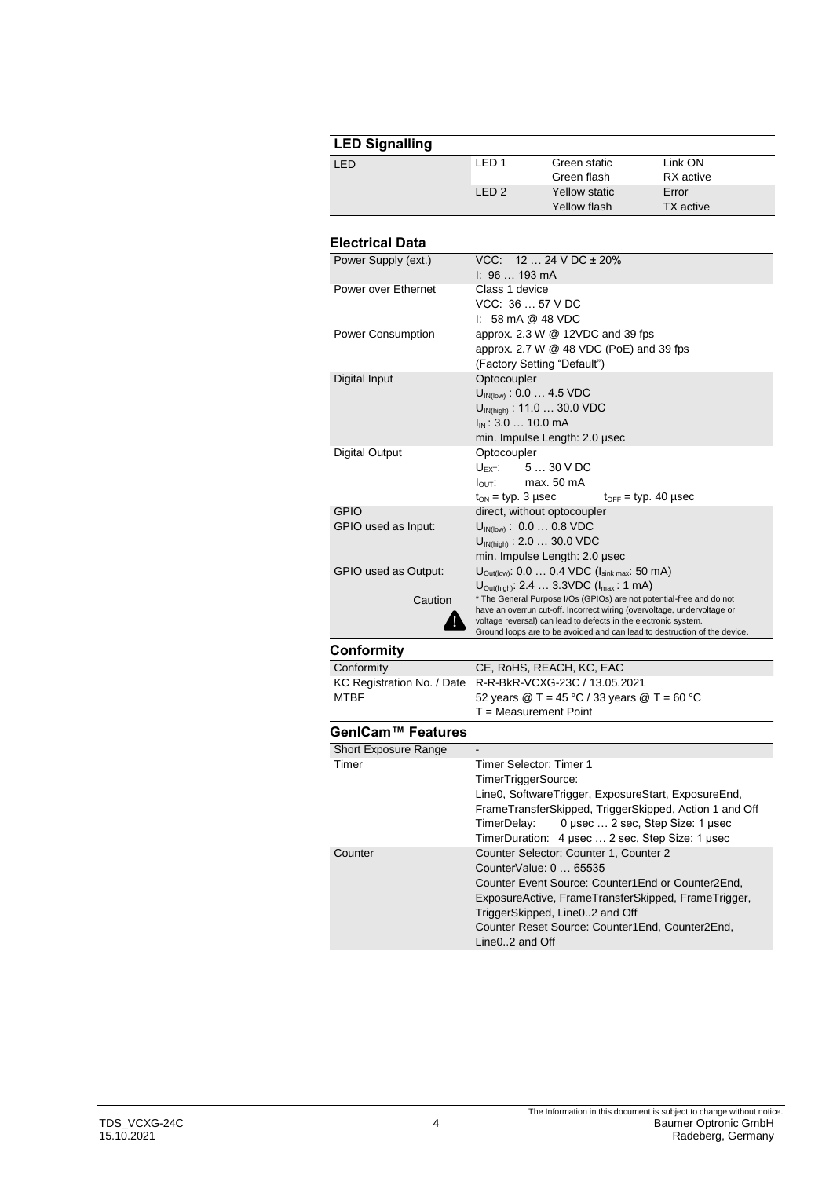## LED Signalling

| LED | | | |
|---|---|---|---|
| LED | LED 1 | Green static<br>Green flash | Link ON<br>RX active |
| | LED 2 | Yellow static<br>Yellow flash | Error<br>TX active |

## Electrical Data

| | |
|---|---|
| Power Supply (ext.) | VCC: 12 … 24 V DC ± 20%<br>I: 96 … 193 mA |
| Power over Ethernet | Class 1 device<br>VCC: 36 … 57 V DC<br>I: 58 mA @ 48 VDC |
| Power Consumption | approx. 2.3 W @ 12VDC and 39 fps<br>approx. 2.7 W @ 48 VDC (PoE) and 39 fps<br>(Factory Setting "Default") |
| Digital Input | Optocoupler<br>$U_{IN(low)}$ : 0.0 … 4.5 VDC<br>$U_{IN(high)}$ : 11.0 … 30.0 VDC<br>$I_{IN}$ : 3.0 … 10.0 mA<br>min. Impulse Length: 2.0 µsec |
| Digital Output | Optocoupler<br>$U_{EXT}$: 5 … 30 V DC<br>$I_{OUT}$: max. 50 mA<br>$t_{ON}$ = typ. 3 µsec $t_{OFF}$ = typ. 40 µsec |
| GPIO | direct, without optocoupler |
| GPIO used as Input: | $U_{IN(low)}$ : 0.0 … 0.8 VDC<br>$U_{IN(high)}$ : 2.0 … 30.0 VDC<br>min. Impulse Length: 2.0 µsec |
| GPIO used as Output: | $U_{Out(low)}$: 0.0 … 0.4 VDC ($I_{sink\ max}$: 50 mA)<br>$U_{Out(high)}$: 2.4 … 3.3VDC ($I_{max}$ : 1 mA) |
| Caution | * The General Purpose I/Os (GPIOs) are not potential-free and do not have an overrun cut-off. Incorrect wiring (overvoltage, undervoltage or voltage reversal) can lead to defects in the electronic system. Ground loops are to be avoided and can lead to destruction of the device. |

## Conformity

| | |
|---|---|
| Conformity | CE, RoHS, REACH, KC, EAC |
| KC Registration No. / Date | R-R-BkR-VCXG-23C / 13.05.2021 |
| MTBF | 52 years @ T = 45 °C / 33 years @ T = 60 °C<br>T = Measurement Point |

## GenICam™ Features

| | |
|---|---|
| Short Exposure Range | - |
| Timer | Timer Selector: Timer 1<br>TimerTriggerSource:<br>Line0, SoftwareTrigger, ExposureStart, ExposureEnd, FrameTransferSkipped, TriggerSkipped, Action 1 and Off<br>TimerDelay: 0 µsec … 2 sec, Step Size: 1 µsec<br>TimerDuration: 4 µsec … 2 sec, Step Size: 1 µsec |
| Counter | Counter Selector: Counter 1, Counter 2<br>CounterValue: 0 … 65535<br>Counter Event Source: Counter1End or Counter2End, ExposureActive, FrameTransferSkipped, FrameTrigger, TriggerSkipped, Line0..2 and Off<br>Counter Reset Source: Counter1End, Counter2End, Line0..2 and Off |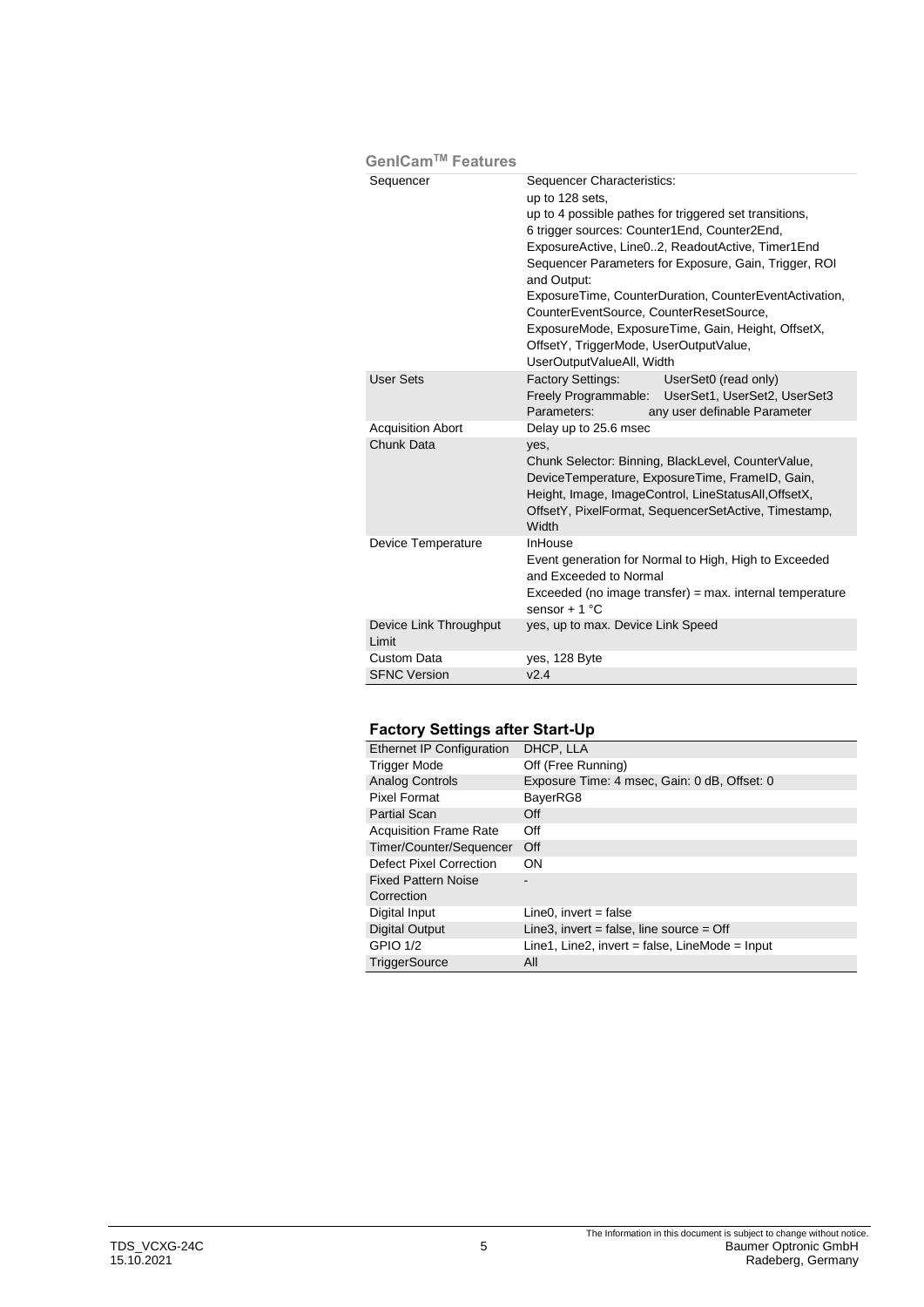### GenICam™ Features

| | |
|---|---|
| Sequencer | Sequencer Characteristics:<br>up to 128 sets,<br>up to 4 possible pathes for triggered set transitions,<br>6 trigger sources: Counter1End, Counter2End, ExposureActive, Line0..2, ReadoutActive, Timer1End<br>Sequencer Parameters for Exposure, Gain, Trigger, ROI and Output:<br>ExposureTime, CounterDuration, CounterEventActivation, CounterEventSource, CounterResetSource, ExposureMode, ExposureTime, Gain, Height, OffsetX, OffsetY, TriggerMode, UserOutputValue, UserOutputValueAll, Width |
| User Sets | Factory Settings: UserSet0 (read only)<br>Freely Programmable: UserSet1, UserSet2, UserSet3<br>Parameters: any user definable Parameter |
| Acquisition Abort | Delay up to 25.6 msec |
| Chunk Data | yes,<br>Chunk Selector: Binning, BlackLevel, CounterValue, DeviceTemperature, ExposureTime, FrameID, Gain, Height, Image, ImageControl, LineStatusAll,OffsetX, OffsetY, PixelFormat, SequencerSetActive, Timestamp, Width |
| Device Temperature | InHouse<br>Event generation for Normal to High, High to Exceeded and Exceeded to Normal<br>Exceeded (no image transfer) = max. internal temperature sensor + 1 °C |
| Device Link Throughput Limit | yes, up to max. Device Link Speed |
| Custom Data | yes, 128 Byte |
| SFNC Version | v2.4 |

### Factory Settings after Start-Up

| | |
|---|---|
| Ethernet IP Configuration | DHCP, LLA |
| Trigger Mode | Off (Free Running) |
| Analog Controls | Exposure Time: 4 msec, Gain: 0 dB, Offset: 0 |
| Pixel Format | BayerRG8 |
| Partial Scan | Off |
| Acquisition Frame Rate | Off |
| Timer/Counter/Sequencer | Off |
| Defect Pixel Correction | ON |
| Fixed Pattern Noise Correction | - |
| Digital Input | Line0, invert = false |
| Digital Output | Line3, invert = false, line source = Off |
| GPIO 1/2 | Line1, Line2, invert = false, LineMode = Input |
| TriggerSource | All |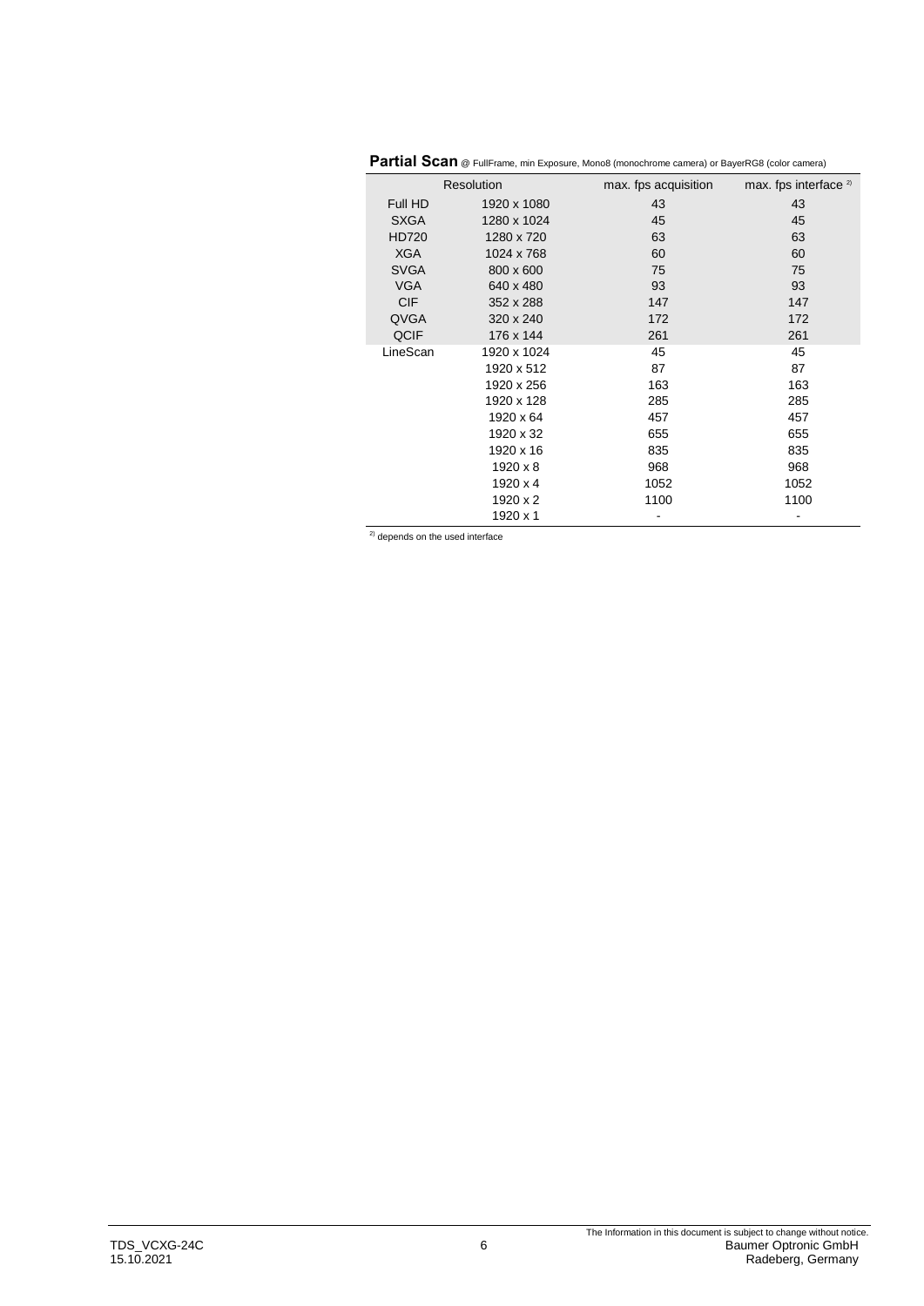**Partial Scan** @ FullFrame, min Exposure, Mono8 (monochrome camera) or BayerRG8 (color camera)

| Resolution | | max. fps acquisition | max. fps interface [2)] |
|---|---|---|---|
| Full HD | 1920 x 1080 | 43 | 43 |
| SXGA | 1280 x 1024 | 45 | 45 |
| HD720 | 1280 x 720 | 63 | 63 |
| XGA | 1024 x 768 | 60 | 60 |
| SVGA | 800 x 600 | 75 | 75 |
| VGA | 640 x 480 | 93 | 93 |
| CIF | 352 x 288 | 147 | 147 |
| QVGA | 320 x 240 | 172 | 172 |
| QCIF | 176 x 144 | 261 | 261 |
| LineScan | 1920 x 1024 | 45 | 45 |
| | 1920 x 512 | 87 | 87 |
| | 1920 x 256 | 163 | 163 |
| | 1920 x 128 | 285 | 285 |
| | 1920 x 64 | 457 | 457 |
| | 1920 x 32 | 655 | 655 |
| | 1920 x 16 | 835 | 835 |
| | 1920 x 8 | 968 | 968 |
| | 1920 x 4 | 1052 | 1052 |
| | 1920 x 2 | 1100 | 1100 |
| | 1920 x 1 | - | - |

[2)] depends on the used interface